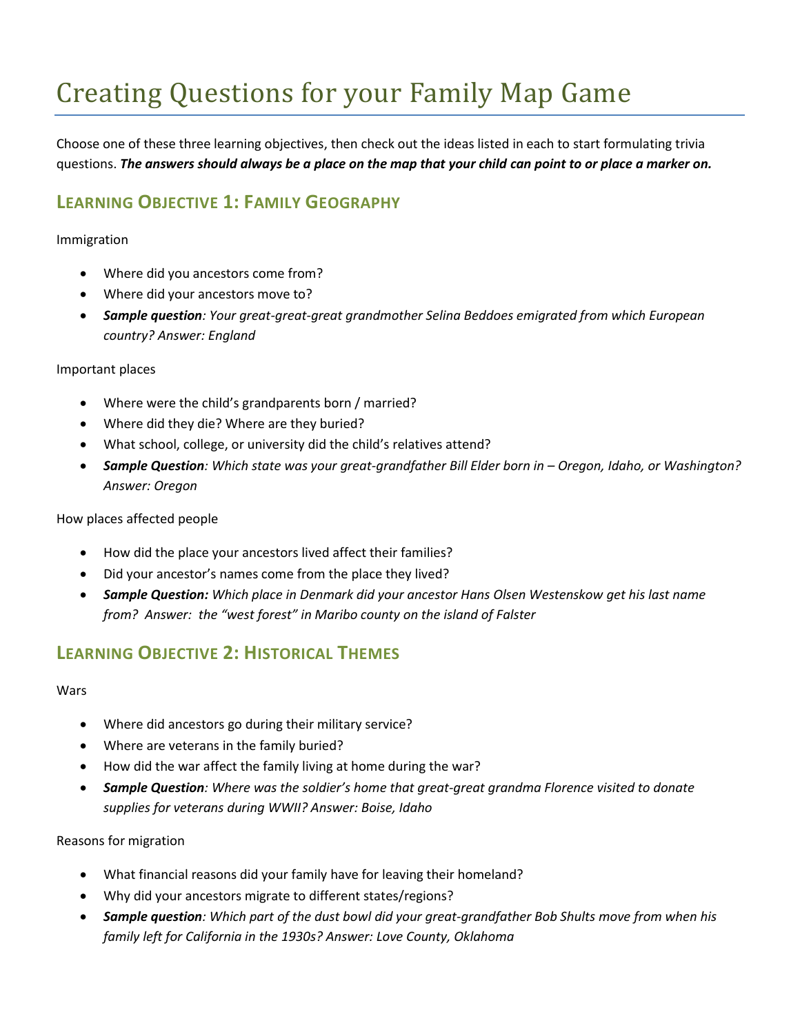# Creating Questions for your Family Map Game

Choose one of these three learning objectives, then check out the ideas listed in each to start formulating trivia questions. ***The answers should always be a place on the map that your child can point to or place a marker on.***

## Learning Objective 1: Family Geography

Immigration

- Where did you ancestors come from?
- Where did your ancestors move to?
- ***Sample question****: Your great-great-great grandmother Selina Beddoes emigrated from which European country? Answer: England*

Important places

- Where were the child's grandparents born / married?
- Where did they die? Where are they buried?
- What school, college, or university did the child's relatives attend?
- ***Sample Question****: Which state was your great-grandfather Bill Elder born in – Oregon, Idaho, or Washington? Answer: Oregon*

How places affected people

- How did the place your ancestors lived affect their families?
- Did your ancestor's names come from the place they lived?
- ***Sample Question:*** *Which place in Denmark did your ancestor Hans Olsen Westenskow get his last name from? Answer: the "west forest" in Maribo county on the island of Falster*

## Learning Objective 2: Historical Themes

Wars

- Where did ancestors go during their military service?
- Where are veterans in the family buried?
- How did the war affect the family living at home during the war?
- ***Sample Question****: Where was the soldier's home that great-great grandma Florence visited to donate supplies for veterans during WWII? Answer: Boise, Idaho*

Reasons for migration

- What financial reasons did your family have for leaving their homeland?
- Why did your ancestors migrate to different states/regions?
- ***Sample question****: Which part of the dust bowl did your great-grandfather Bob Shults move from when his family left for California in the 1930s? Answer: Love County, Oklahoma*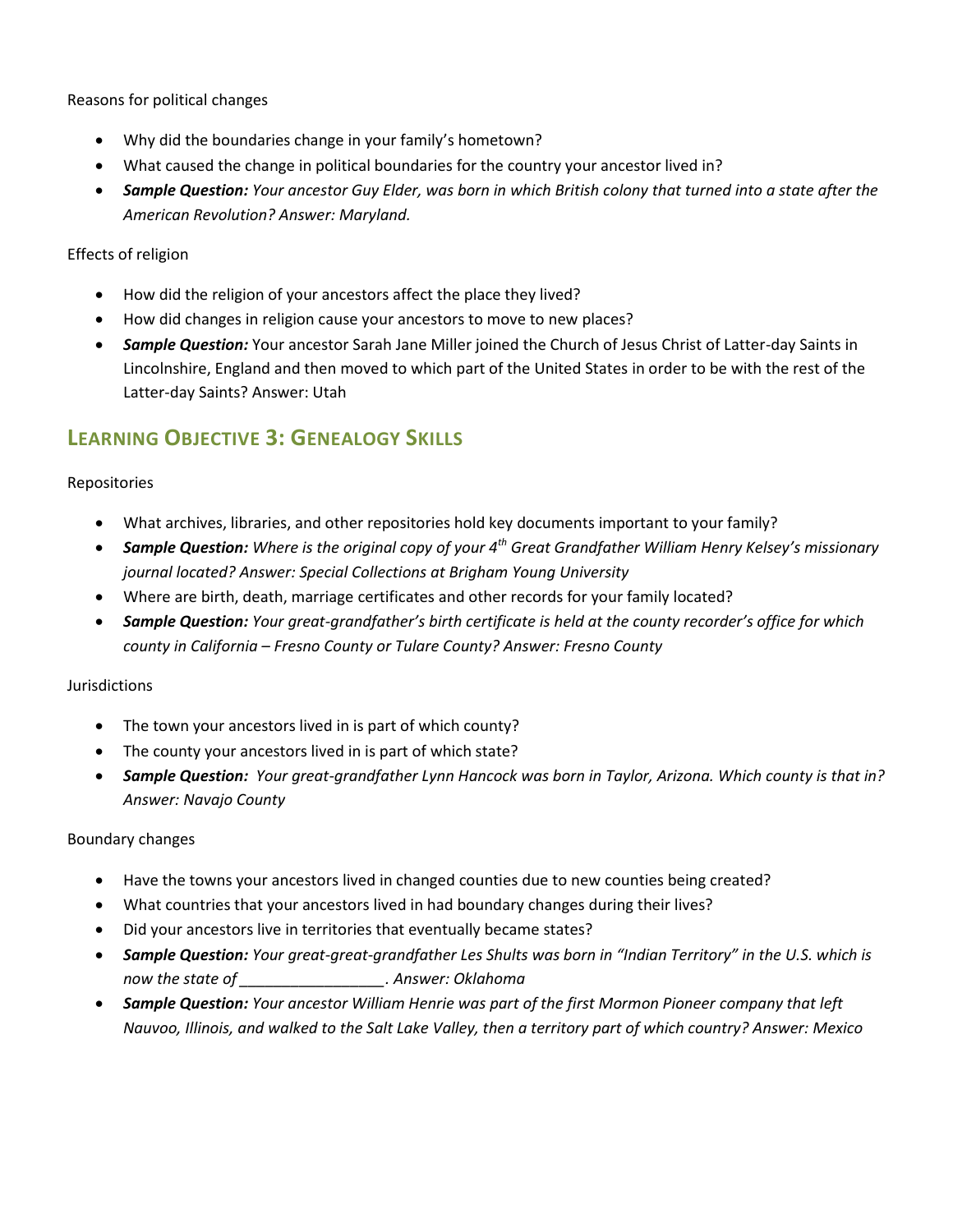Reasons for political changes

- Why did the boundaries change in your family's hometown?
- What caused the change in political boundaries for the country your ancestor lived in?
- ***Sample Question:*** *Your ancestor Guy Elder, was born in which British colony that turned into a state after the American Revolution? Answer: Maryland.*

Effects of religion

- How did the religion of your ancestors affect the place they lived?
- How did changes in religion cause your ancestors to move to new places?
- ***Sample Question:*** Your ancestor Sarah Jane Miller joined the Church of Jesus Christ of Latter-day Saints in Lincolnshire, England and then moved to which part of the United States in order to be with the rest of the Latter-day Saints? Answer: Utah

## Learning Objective 3: Genealogy Skills

Repositories

- What archives, libraries, and other repositories hold key documents important to your family?
- ***Sample Question:*** *Where is the original copy of your 4th Great Grandfather William Henry Kelsey's missionary journal located? Answer: Special Collections at Brigham Young University*
- Where are birth, death, marriage certificates and other records for your family located?
- ***Sample Question:*** *Your great-grandfather's birth certificate is held at the county recorder's office for which county in California – Fresno County or Tulare County? Answer: Fresno County*

Jurisdictions

- The town your ancestors lived in is part of which county?
- The county your ancestors lived in is part of which state?
- ***Sample Question:*** *Your great-grandfather Lynn Hancock was born in Taylor, Arizona. Which county is that in? Answer: Navajo County*

Boundary changes

- Have the towns your ancestors lived in changed counties due to new counties being created?
- What countries that your ancestors lived in had boundary changes during their lives?
- Did your ancestors live in territories that eventually became states?
- ***Sample Question:*** *Your great-great-grandfather Les Shults was born in "Indian Territory" in the U.S. which is now the state of _________________. Answer: Oklahoma*
- ***Sample Question:*** *Your ancestor William Henrie was part of the first Mormon Pioneer company that left Nauvoo, Illinois, and walked to the Salt Lake Valley, then a territory part of which country? Answer: Mexico*